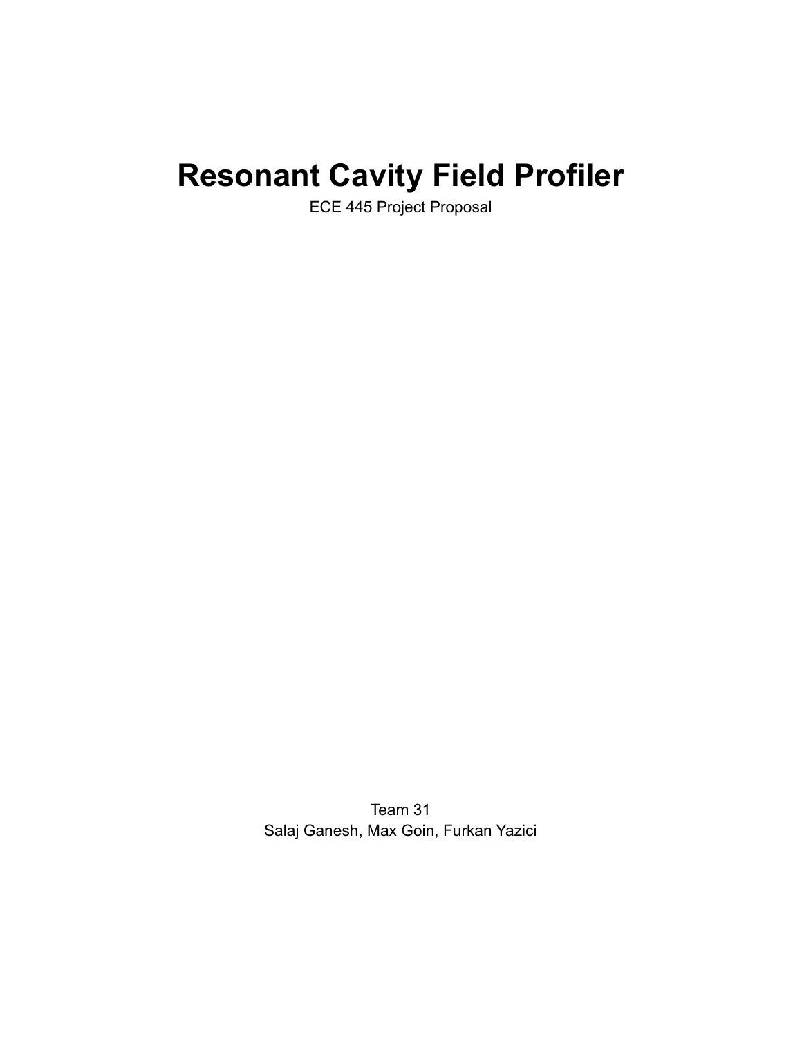# Resonant Cavity Field Profiler

ECE 445 Project Proposal

Team 31

Salaj Ganesh, Max Goin, Furkan Yazici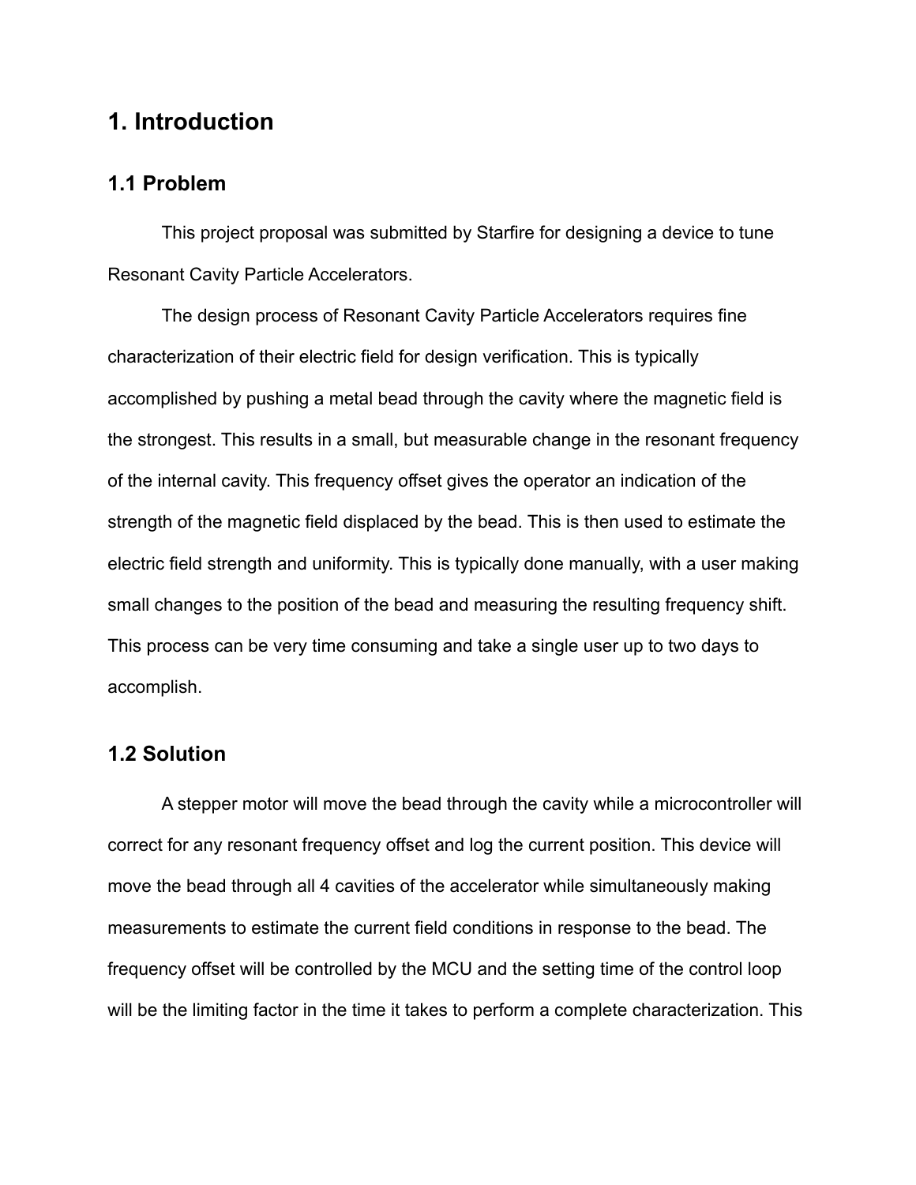# 1. Introduction

## 1.1 Problem

This project proposal was submitted by Starfire for designing a device to tune Resonant Cavity Particle Accelerators.

The design process of Resonant Cavity Particle Accelerators requires fine characterization of their electric field for design verification. This is typically accomplished by pushing a metal bead through the cavity where the magnetic field is the strongest. This results in a small, but measurable change in the resonant frequency of the internal cavity. This frequency offset gives the operator an indication of the strength of the magnetic field displaced by the bead. This is then used to estimate the electric field strength and uniformity. This is typically done manually, with a user making small changes to the position of the bead and measuring the resulting frequency shift. This process can be very time consuming and take a single user up to two days to accomplish.

## 1.2 Solution

A stepper motor will move the bead through the cavity while a microcontroller will correct for any resonant frequency offset and log the current position. This device will move the bead through all 4 cavities of the accelerator while simultaneously making measurements to estimate the current field conditions in response to the bead. The frequency offset will be controlled by the MCU and the setting time of the control loop will be the limiting factor in the time it takes to perform a complete characterization. This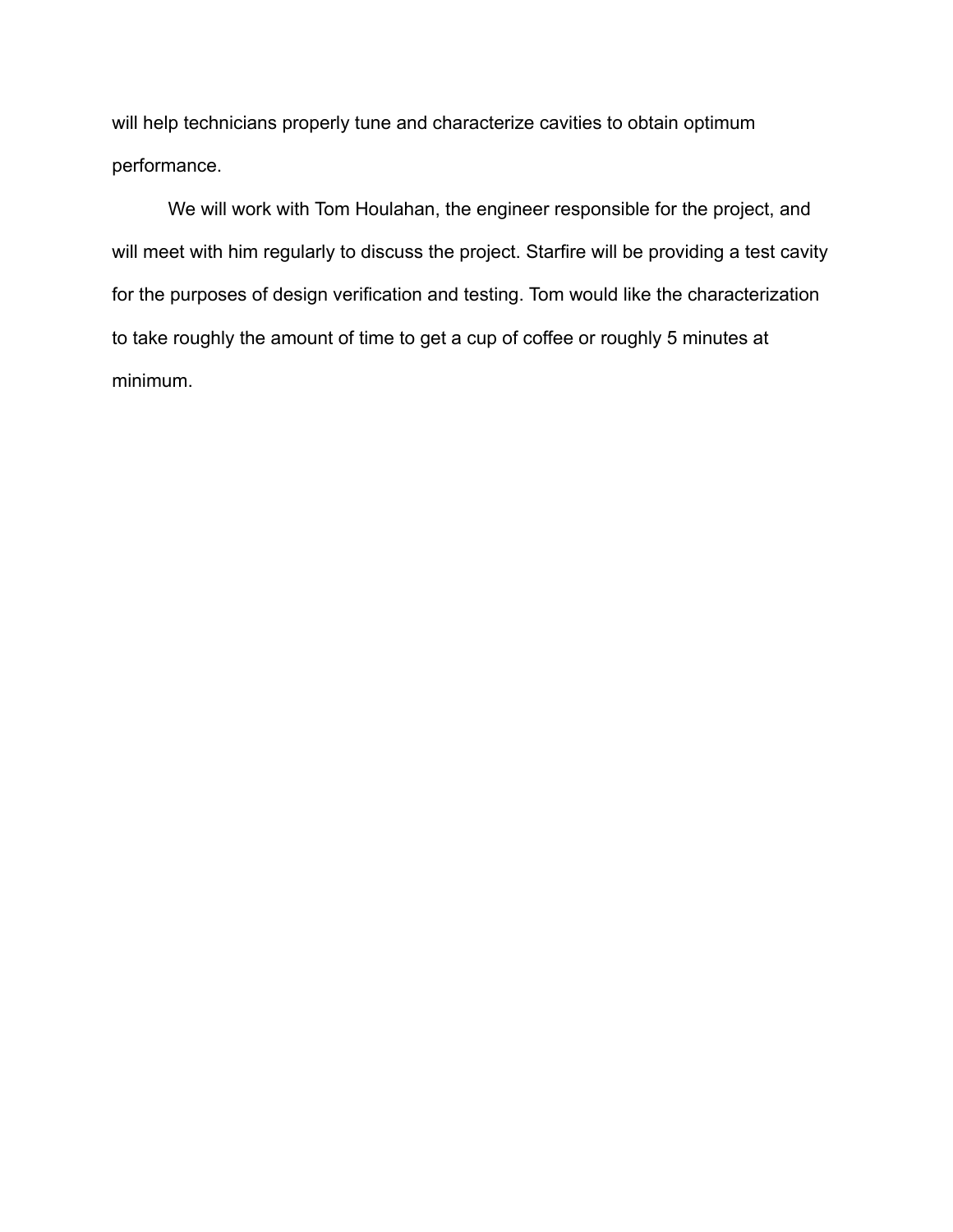will help technicians properly tune and characterize cavities to obtain optimum performance.

We will work with Tom Houlahan, the engineer responsible for the project, and will meet with him regularly to discuss the project. Starfire will be providing a test cavity for the purposes of design verification and testing. Tom would like the characterization to take roughly the amount of time to get a cup of coffee or roughly 5 minutes at minimum.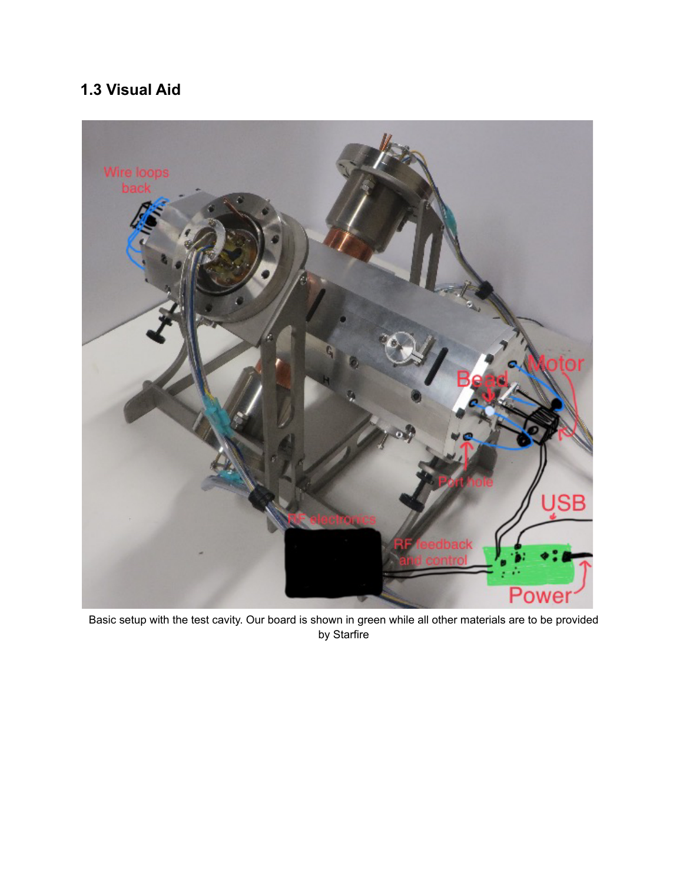## 1.3 Visual Aid

Basic setup with the test cavity. Our board is shown in green while all other materials are to be provided by Starfire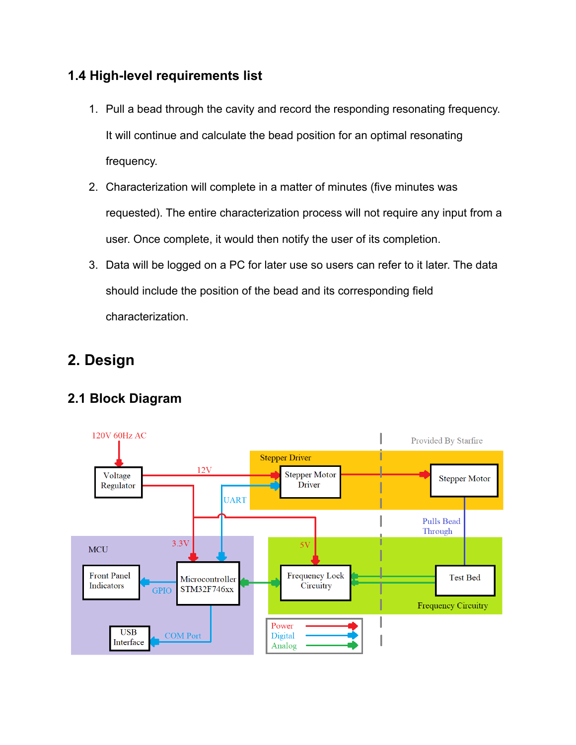### 1.4 High-level requirements list

1. Pull a bead through the cavity and record the responding resonating frequency. It will continue and calculate the bead position for an optimal resonating frequency.
2. Characterization will complete in a matter of minutes (five minutes was requested). The entire characterization process will not require any input from a user. Once complete, it would then notify the user of its completion.
3. Data will be logged on a PC for later use so users can refer to it later. The data should include the position of the bead and its corresponding field characterization.

## 2. Design

### 2.1 Block Diagram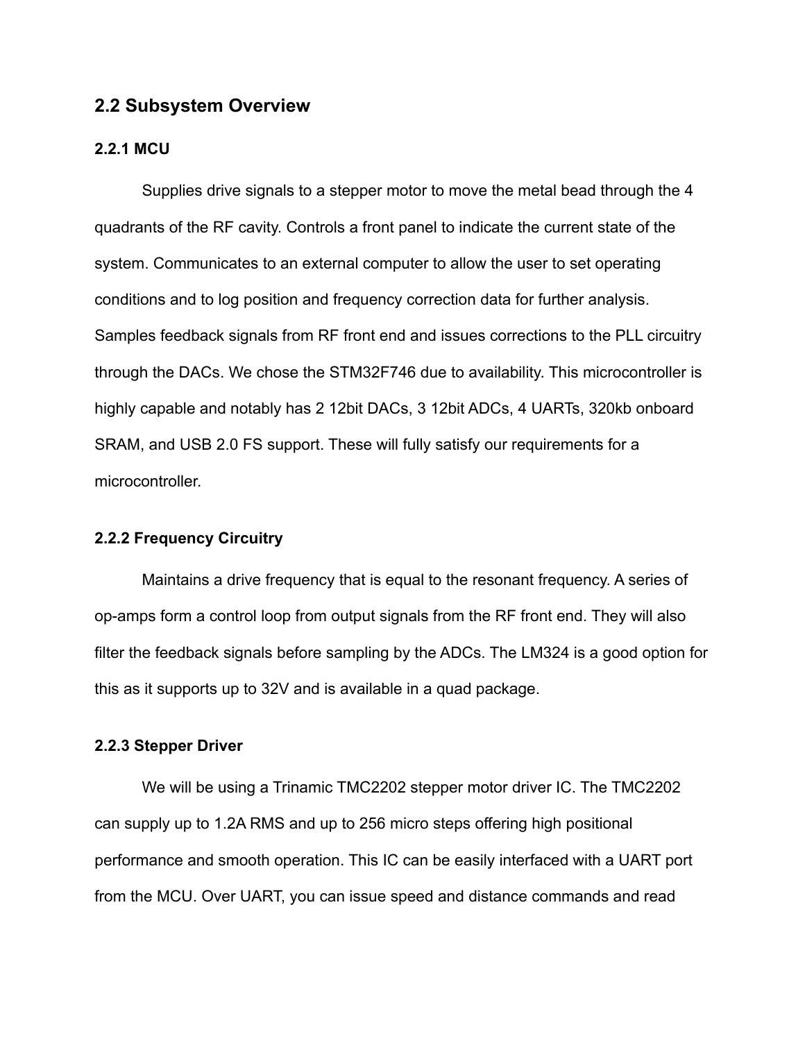## 2.2 Subsystem Overview

### 2.2.1 MCU

Supplies drive signals to a stepper motor to move the metal bead through the 4 quadrants of the RF cavity. Controls a front panel to indicate the current state of the system. Communicates to an external computer to allow the user to set operating conditions and to log position and frequency correction data for further analysis. Samples feedback signals from RF front end and issues corrections to the PLL circuitry through the DACs. We chose the STM32F746 due to availability. This microcontroller is highly capable and notably has 2 12bit DACs, 3 12bit ADCs, 4 UARTs, 320kb onboard SRAM, and USB 2.0 FS support. These will fully satisfy our requirements for a microcontroller.

### 2.2.2 Frequency Circuitry

Maintains a drive frequency that is equal to the resonant frequency. A series of op-amps form a control loop from output signals from the RF front end. They will also filter the feedback signals before sampling by the ADCs. The LM324 is a good option for this as it supports up to 32V and is available in a quad package.

### 2.2.3 Stepper Driver

We will be using a Trinamic TMC2202 stepper motor driver IC. The TMC2202 can supply up to 1.2A RMS and up to 256 micro steps offering high positional performance and smooth operation. This IC can be easily interfaced with a UART port from the MCU. Over UART, you can issue speed and distance commands and read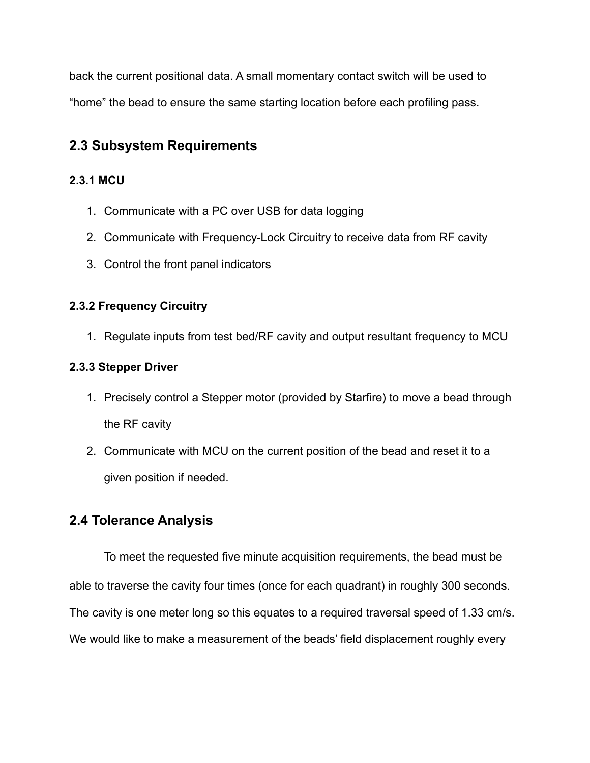back the current positional data. A small momentary contact switch will be used to "home" the bead to ensure the same starting location before each profiling pass.

## 2.3 Subsystem Requirements

### 2.3.1 MCU

1. Communicate with a PC over USB for data logging
2. Communicate with Frequency-Lock Circuitry to receive data from RF cavity
3. Control the front panel indicators

### 2.3.2 Frequency Circuitry

1. Regulate inputs from test bed/RF cavity and output resultant frequency to MCU

### 2.3.3 Stepper Driver

1. Precisely control a Stepper motor (provided by Starfire) to move a bead through the RF cavity
2. Communicate with MCU on the current position of the bead and reset it to a given position if needed.

## 2.4 Tolerance Analysis

To meet the requested five minute acquisition requirements, the bead must be able to traverse the cavity four times (once for each quadrant) in roughly 300 seconds. The cavity is one meter long so this equates to a required traversal speed of 1.33 cm/s. We would like to make a measurement of the beads' field displacement roughly every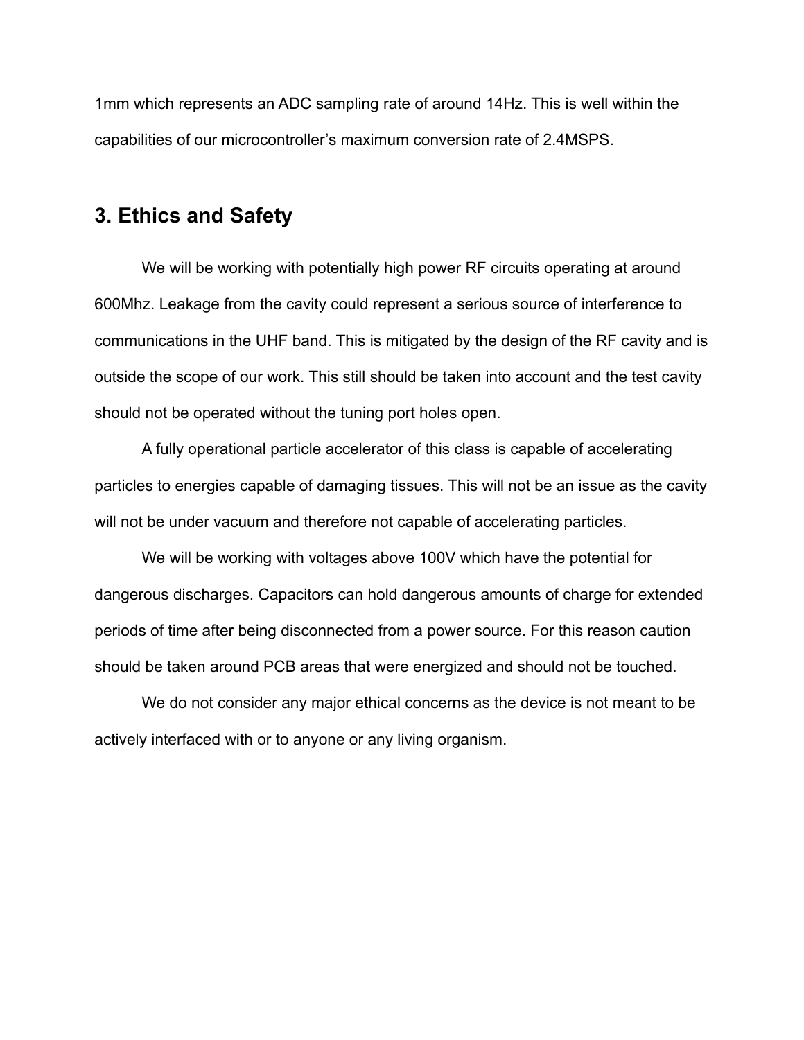1mm which represents an ADC sampling rate of around 14Hz. This is well within the capabilities of our microcontroller's maximum conversion rate of 2.4MSPS.

## 3. Ethics and Safety

We will be working with potentially high power RF circuits operating at around 600Mhz. Leakage from the cavity could represent a serious source of interference to communications in the UHF band. This is mitigated by the design of the RF cavity and is outside the scope of our work. This still should be taken into account and the test cavity should not be operated without the tuning port holes open.

A fully operational particle accelerator of this class is capable of accelerating particles to energies capable of damaging tissues. This will not be an issue as the cavity will not be under vacuum and therefore not capable of accelerating particles.

We will be working with voltages above 100V which have the potential for dangerous discharges. Capacitors can hold dangerous amounts of charge for extended periods of time after being disconnected from a power source. For this reason caution should be taken around PCB areas that were energized and should not be touched.

We do not consider any major ethical concerns as the device is not meant to be actively interfaced with or to anyone or any living organism.